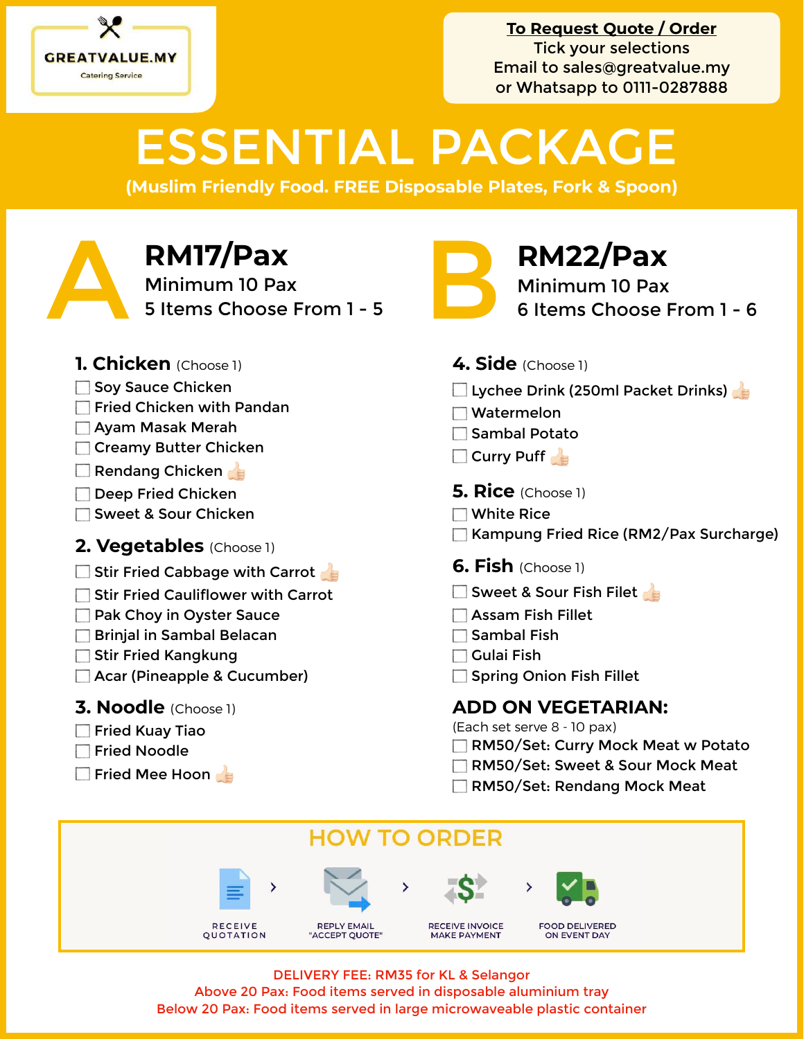GREATVALUE.MY
Catering Service

**To Request Quote / Order**
Tick your selections
Email to sales@greatvalue.my
or Whatsapp to 0111-0287888

# ESSENTIAL PACKAGE

**(Muslim Friendly Food. FREE Disposable Plates, Fork & Spoon)**

## A — RM17/Pax

Minimum 10 Pax
5 Items Choose From 1 - 5

## B — RM22/Pax

Minimum 10 Pax
6 Items Choose From 1 - 6

### 1. Chicken (Choose 1)

- ☐ Soy Sauce Chicken
- ☐ Fried Chicken with Pandan
- ☐ Ayam Masak Merah
- ☐ Creamy Butter Chicken
- ☐ Rendang Chicken 👍
- ☐ Deep Fried Chicken
- ☐ Sweet & Sour Chicken

### 2. Vegetables (Choose 1)

- ☐ Stir Fried Cabbage with Carrot 👍
- ☐ Stir Fried Cauliflower with Carrot
- ☐ Pak Choy in Oyster Sauce
- ☐ Brinjal in Sambal Belacan
- ☐ Stir Fried Kangkung
- ☐ Acar (Pineapple & Cucumber)

### 3. Noodle (Choose 1)

- ☐ Fried Kuay Tiao
- ☐ Fried Noodle
- ☐ Fried Mee Hoon 👍

### 4. Side (Choose 1)

- ☐ Lychee Drink (250ml Packet Drinks) 👍
- ☐ Watermelon
- ☐ Sambal Potato
- ☐ Curry Puff 👍

### 5. Rice (Choose 1)

- ☐ White Rice
- ☐ Kampung Fried Rice (RM2/Pax Surcharge)

### 6. Fish (Choose 1)

- ☐ Sweet & Sour Fish Filet 👍
- ☐ Assam Fish Fillet
- ☐ Sambal Fish
- ☐ Gulai Fish
- ☐ Spring Onion Fish Fillet

### ADD ON VEGETARIAN:

(Each set serve 8 - 10 pax)

- ☐ RM50/Set: Curry Mock Meat w Potato
- ☐ RM50/Set: Sweet & Sour Mock Meat
- ☐ RM50/Set: Rendang Mock Meat

## HOW TO ORDER

RECEIVE QUOTATION › REPLY EMAIL "ACCEPT QUOTE" › RECEIVE INVOICE MAKE PAYMENT › FOOD DELIVERED ON EVENT DAY

DELIVERY FEE: RM35 for KL & Selangor
Above 20 Pax: Food items served in disposable aluminium tray
Below 20 Pax: Food items served in large microwaveable plastic container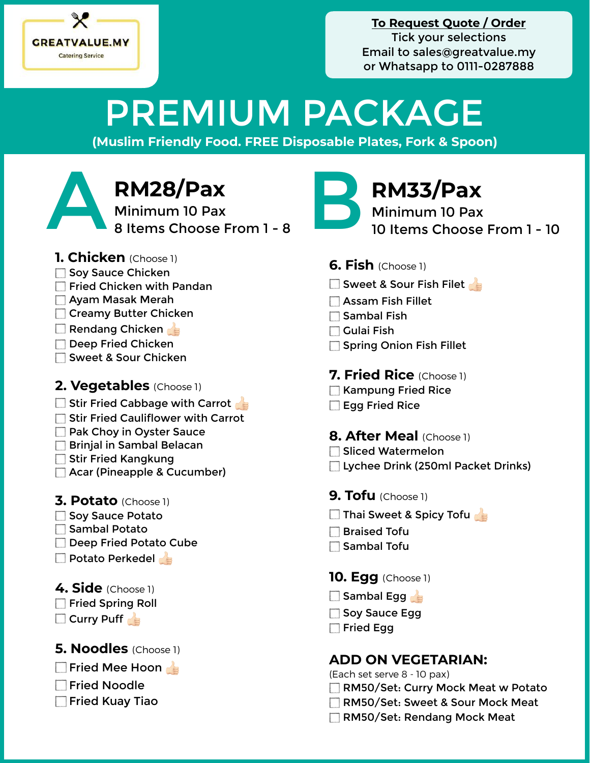GREATVALUE.MY

Catering Service

**To Request Quote / Order**

Tick your selections

Email to sales@greatvalue.my

or Whatsapp to 0111-0287888

# PREMIUM PACKAGE

**(Muslim Friendly Food. FREE Disposable Plates, Fork & Spoon)**

## A — RM28/Pax

Minimum 10 Pax

8 Items Choose From 1 - 8

## B — RM33/Pax

Minimum 10 Pax

10 Items Choose From 1 - 10

### 1. Chicken (Choose 1)

- ☐ Soy Sauce Chicken
- ☐ Fried Chicken with Pandan
- ☐ Ayam Masak Merah
- ☐ Creamy Butter Chicken
- ☐ Rendang Chicken 👍
- ☐ Deep Fried Chicken
- ☐ Sweet & Sour Chicken

### 2. Vegetables (Choose 1)

- ☐ Stir Fried Cabbage with Carrot 👍
- ☐ Stir Fried Cauliflower with Carrot
- ☐ Pak Choy in Oyster Sauce
- ☐ Brinjal in Sambal Belacan
- ☐ Stir Fried Kangkung
- ☐ Acar (Pineapple & Cucumber)

### 3. Potato (Choose 1)

- ☐ Soy Sauce Potato
- ☐ Sambal Potato
- ☐ Deep Fried Potato Cube
- ☐ Potato Perkedel 👍

### 4. Side (Choose 1)

- ☐ Fried Spring Roll
- ☐ Curry Puff 👍

### 5. Noodles (Choose 1)

- ☐ Fried Mee Hoon 👍
- ☐ Fried Noodle
- ☐ Fried Kuay Tiao

### 6. Fish (Choose 1)

- ☐ Sweet & Sour Fish Filet 👍
- ☐ Assam Fish Fillet
- ☐ Sambal Fish
- ☐ Gulai Fish
- ☐ Spring Onion Fish Fillet

### 7. Fried Rice (Choose 1)

- ☐ Kampung Fried Rice
- ☐ Egg Fried Rice

### 8. After Meal (Choose 1)

- ☐ Sliced Watermelon
- ☐ Lychee Drink (250ml Packet Drinks)

### 9. Tofu (Choose 1)

- ☐ Thai Sweet & Spicy Tofu 👍
- ☐ Braised Tofu
- ☐ Sambal Tofu

### 10. Egg (Choose 1)

- ☐ Sambal Egg 👍
- ☐ Soy Sauce Egg
- ☐ Fried Egg

### ADD ON VEGETARIAN:

(Each set serve 8 - 10 pax)

- ☐ RM50/Set: Curry Mock Meat w Potato
- ☐ RM50/Set: Sweet & Sour Mock Meat
- ☐ RM50/Set: Rendang Mock Meat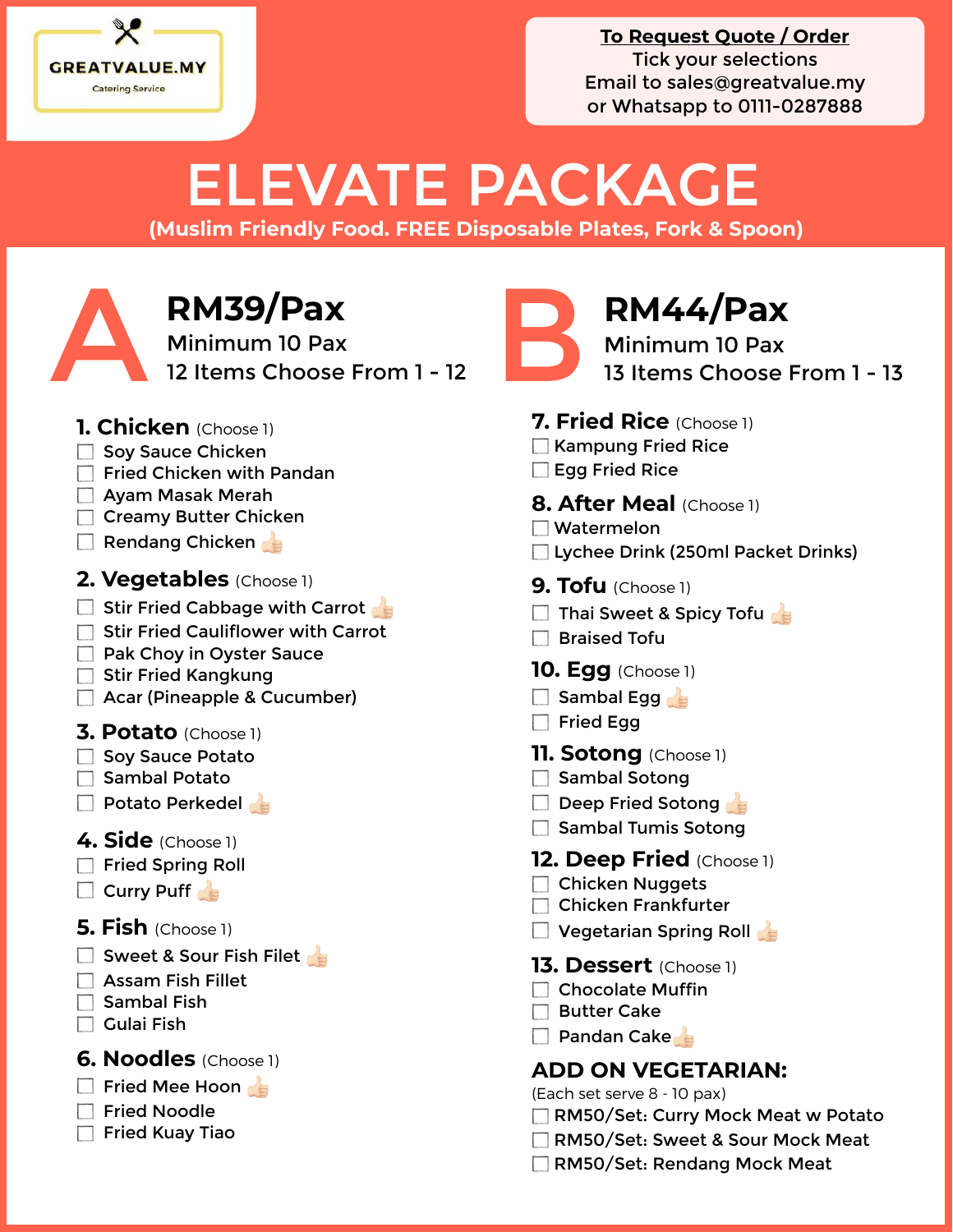GREATVALUE.MY

Catering Service

**To Request Quote / Order**
Tick your selections
Email to sales@greatvalue.my
or Whatsapp to 0111-0287888

# ELEVATE PACKAGE

**(Muslim Friendly Food. FREE Disposable Plates, Fork & Spoon)**

## A

**RM39/Pax**
Minimum 10 Pax
12 Items Choose From 1 - 12

## B

**RM44/Pax**
Minimum 10 Pax
13 Items Choose From 1 - 13

### 1. Chicken (Choose 1)

- ☐ Soy Sauce Chicken
- ☐ Fried Chicken with Pandan
- ☐ Ayam Masak Merah
- ☐ Creamy Butter Chicken
- ☐ Rendang Chicken 👍

### 2. Vegetables (Choose 1)

- ☐ Stir Fried Cabbage with Carrot 👍
- ☐ Stir Fried Cauliflower with Carrot
- ☐ Pak Choy in Oyster Sauce
- ☐ Stir Fried Kangkung
- ☐ Acar (Pineapple & Cucumber)

### 3. Potato (Choose 1)

- ☐ Soy Sauce Potato
- ☐ Sambal Potato
- ☐ Potato Perkedel 👍

### 4. Side (Choose 1)

- ☐ Fried Spring Roll
- ☐ Curry Puff 👍

### 5. Fish (Choose 1)

- ☐ Sweet & Sour Fish Filet 👍
- ☐ Assam Fish Fillet
- ☐ Sambal Fish
- ☐ Gulai Fish

### 6. Noodles (Choose 1)

- ☐ Fried Mee Hoon 👍
- ☐ Fried Noodle
- ☐ Fried Kuay Tiao

### 7. Fried Rice (Choose 1)

- ☐ Kampung Fried Rice
- ☐ Egg Fried Rice

### 8. After Meal (Choose 1)

- ☐ Watermelon
- ☐ Lychee Drink (250ml Packet Drinks)

### 9. Tofu (Choose 1)

- ☐ Thai Sweet & Spicy Tofu 👍
- ☐ Braised Tofu

### 10. Egg (Choose 1)

- ☐ Sambal Egg 👍
- ☐ Fried Egg

### 11. Sotong (Choose 1)

- ☐ Sambal Sotong
- ☐ Deep Fried Sotong 👍
- ☐ Sambal Tumis Sotong

### 12. Deep Fried (Choose 1)

- ☐ Chicken Nuggets
- ☐ Chicken Frankfurter
- ☐ Vegetarian Spring Roll 👍

### 13. Dessert (Choose 1)

- ☐ Chocolate Muffin
- ☐ Butter Cake
- ☐ Pandan Cake 👍

### ADD ON VEGETARIAN:

(Each set serve 8 - 10 pax)

- ☐ RM50/Set: Curry Mock Meat w Potato
- ☐ RM50/Set: Sweet & Sour Mock Meat
- ☐ RM50/Set: Rendang Mock Meat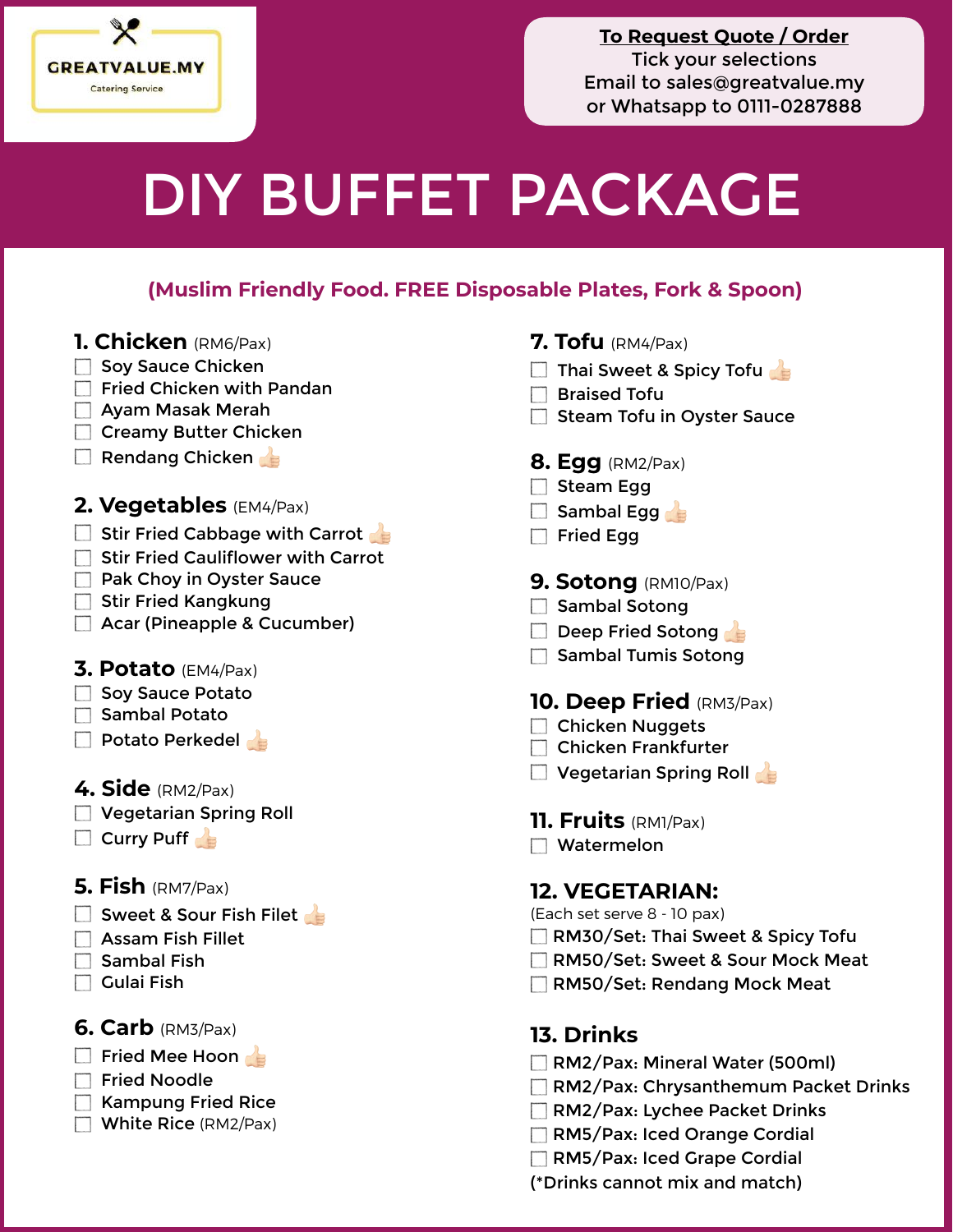GREATVALUE.MY
Catering Service

**To Request Quote / Order**
Tick your selections
Email to sales@greatvalue.my
or Whatsapp to 0111-0287888

# DIY BUFFET PACKAGE

**(Muslim Friendly Food. FREE Disposable Plates, Fork & Spoon)**

## 1. Chicken (RM6/Pax)
- ☐ Soy Sauce Chicken
- ☐ Fried Chicken with Pandan
- ☐ Ayam Masak Merah
- ☐ Creamy Butter Chicken
- ☐ Rendang Chicken 👍

## 2. Vegetables (EM4/Pax)
- ☐ Stir Fried Cabbage with Carrot 👍
- ☐ Stir Fried Cauliflower with Carrot
- ☐ Pak Choy in Oyster Sauce
- ☐ Stir Fried Kangkung
- ☐ Acar (Pineapple & Cucumber)

## 3. Potato (EM4/Pax)
- ☐ Soy Sauce Potato
- ☐ Sambal Potato
- ☐ Potato Perkedel 👍

## 4. Side (RM2/Pax)
- ☐ Vegetarian Spring Roll
- ☐ Curry Puff 👍

## 5. Fish (RM7/Pax)
- ☐ Sweet & Sour Fish Filet 👍
- ☐ Assam Fish Fillet
- ☐ Sambal Fish
- ☐ Gulai Fish

## 6. Carb (RM3/Pax)
- ☐ Fried Mee Hoon 👍
- ☐ Fried Noodle
- ☐ Kampung Fried Rice
- ☐ White Rice (RM2/Pax)

## 7. Tofu (RM4/Pax)
- ☐ Thai Sweet & Spicy Tofu 👍
- ☐ Braised Tofu
- ☐ Steam Tofu in Oyster Sauce

## 8. Egg (RM2/Pax)
- ☐ Steam Egg
- ☐ Sambal Egg 👍
- ☐ Fried Egg

## 9. Sotong (RM10/Pax)
- ☐ Sambal Sotong
- ☐ Deep Fried Sotong 👍
- ☐ Sambal Tumis Sotong

## 10. Deep Fried (RM3/Pax)
- ☐ Chicken Nuggets
- ☐ Chicken Frankfurter
- ☐ Vegetarian Spring Roll 👍

## 11. Fruits (RM1/Pax)
- ☐ Watermelon

## 12. VEGETARIAN:
(Each set serve 8 - 10 pax)
- ☐ RM30/Set: Thai Sweet & Spicy Tofu
- ☐ RM50/Set: Sweet & Sour Mock Meat
- ☐ RM50/Set: Rendang Mock Meat

## 13. Drinks
- ☐ RM2/Pax: Mineral Water (500ml)
- ☐ RM2/Pax: Chrysanthemum Packet Drinks
- ☐ RM2/Pax: Lychee Packet Drinks
- ☐ RM5/Pax: Iced Orange Cordial
- ☐ RM5/Pax: Iced Grape Cordial

(*Drinks cannot mix and match)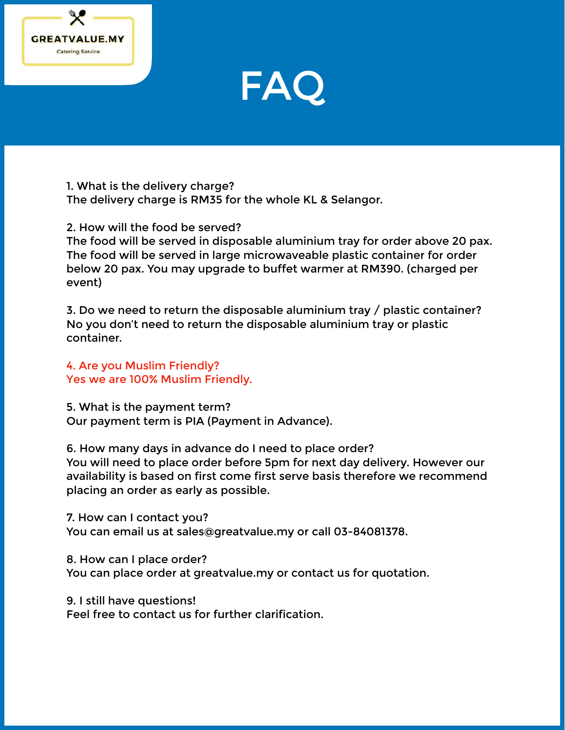GREATVALUE.MY

Catering Service

# FAQ

1. What is the delivery charge?
The delivery charge is RM35 for the whole KL & Selangor.

2. How will the food be served?
The food will be served in disposable aluminium tray for order above 20 pax. The food will be served in large microwaveable plastic container for order below 20 pax. You may upgrade to buffet warmer at RM390. (charged per event)

3. Do we need to return the disposable aluminium tray / plastic container?
No you don't need to return the disposable aluminium tray or plastic container.

4. Are you Muslim Friendly?
Yes we are 100% Muslim Friendly.

5. What is the payment term?
Our payment term is PIA (Payment in Advance).

6. How many days in advance do I need to place order?
You will need to place order before 5pm for next day delivery. However our availability is based on first come first serve basis therefore we recommend placing an order as early as possible.

7. How can I contact you?
You can email us at sales@greatvalue.my or call 03-84081378.

8. How can I place order?
You can place order at greatvalue.my or contact us for quotation.

9. I still have questions!
Feel free to contact us for further clarification.